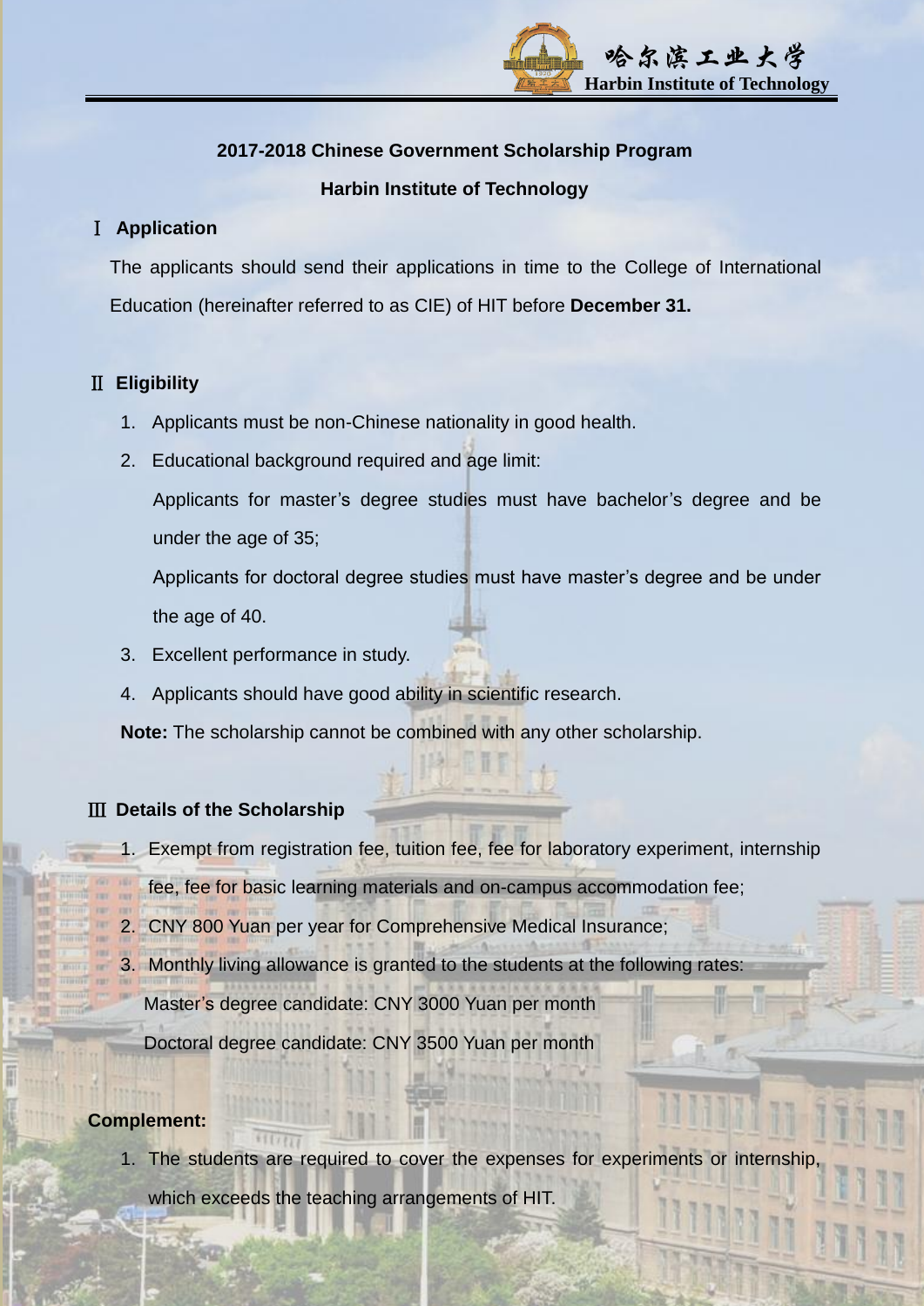**2017-2018 Chinese Government Scholarship Program**

**Harbin Institute of Technology**

## Ⅰ Application

The applicants should send their applications in time to the College of International Education (hereinafter referred to as CIE) of HIT before **December 31.**

## Ⅱ Eligibility

1. Applicants must be non-Chinese nationality in good health.
2. Educational background required and age limit:

   Applicants for master's degree studies must have bachelor's degree and be under the age of 35;

   Applicants for doctoral degree studies must have master's degree and be under the age of 40.
3. Excellent performance in study.
4. Applicants should have good ability in scientific research.

**Note:** The scholarship cannot be combined with any other scholarship.

## Ⅲ Details of the Scholarship

1. Exempt from registration fee, tuition fee, fee for laboratory experiment, internship fee, fee for basic learning materials and on-campus accommodation fee;
2. CNY 800 Yuan per year for Comprehensive Medical Insurance;
3. Monthly living allowance is granted to the students at the following rates:

   Master's degree candidate: CNY 3000 Yuan per month

   Doctoral degree candidate: CNY 3500 Yuan per month

**Complement:**

1. The students are required to cover the expenses for experiments or internship, which exceeds the teaching arrangements of HIT.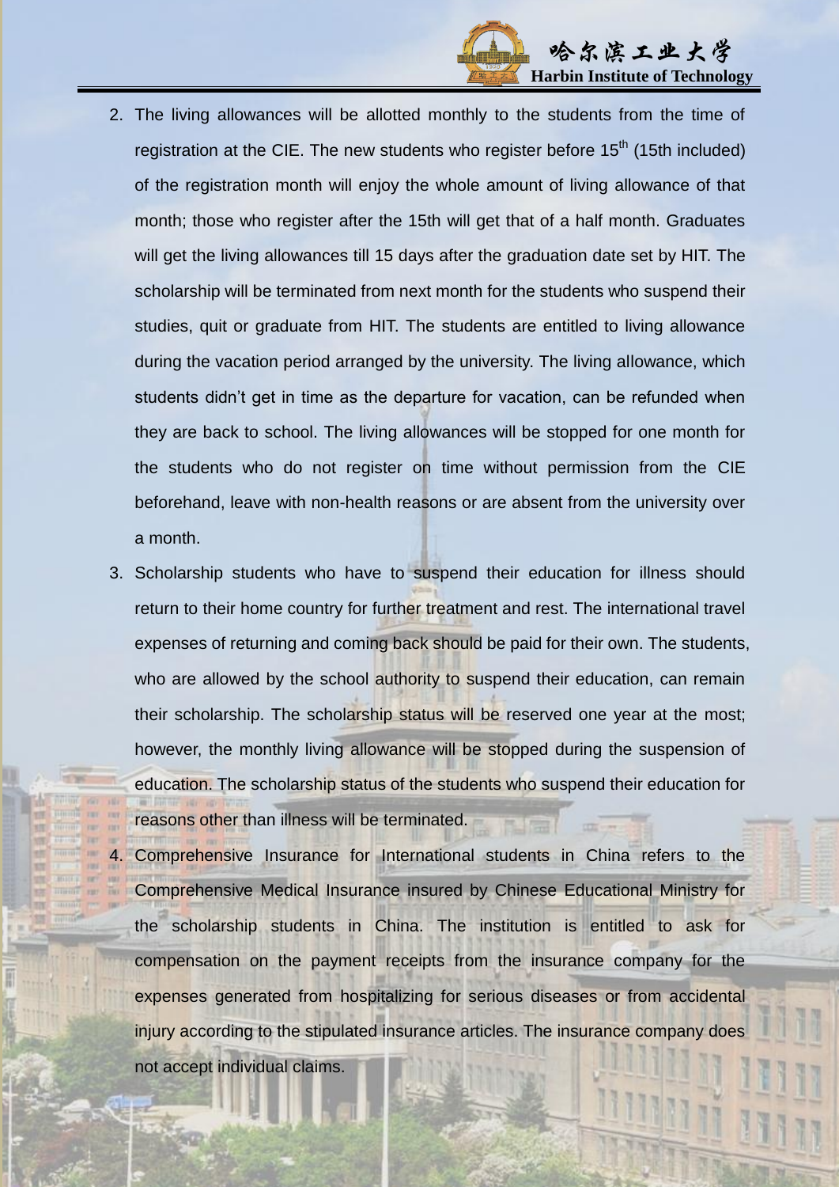2. The living allowances will be allotted monthly to the students from the time of registration at the CIE. The new students who register before 15th (15th included) of the registration month will enjoy the whole amount of living allowance of that month; those who register after the 15th will get that of a half month. Graduates will get the living allowances till 15 days after the graduation date set by HIT. The scholarship will be terminated from next month for the students who suspend their studies, quit or graduate from HIT. The students are entitled to living allowance during the vacation period arranged by the university. The living allowance, which students didn't get in time as the departure for vacation, can be refunded when they are back to school. The living allowances will be stopped for one month for the students who do not register on time without permission from the CIE beforehand, leave with non-health reasons or are absent from the university over a month.
3. Scholarship students who have to suspend their education for illness should return to their home country for further treatment and rest. The international travel expenses of returning and coming back should be paid for their own. The students, who are allowed by the school authority to suspend their education, can remain their scholarship. The scholarship status will be reserved one year at the most; however, the monthly living allowance will be stopped during the suspension of education. The scholarship status of the students who suspend their education for reasons other than illness will be terminated.
4. Comprehensive Insurance for International students in China refers to the Comprehensive Medical Insurance insured by Chinese Educational Ministry for the scholarship students in China. The institution is entitled to ask for compensation on the payment receipts from the insurance company for the expenses generated from hospitalizing for serious diseases or from accidental injury according to the stipulated insurance articles. The insurance company does not accept individual claims.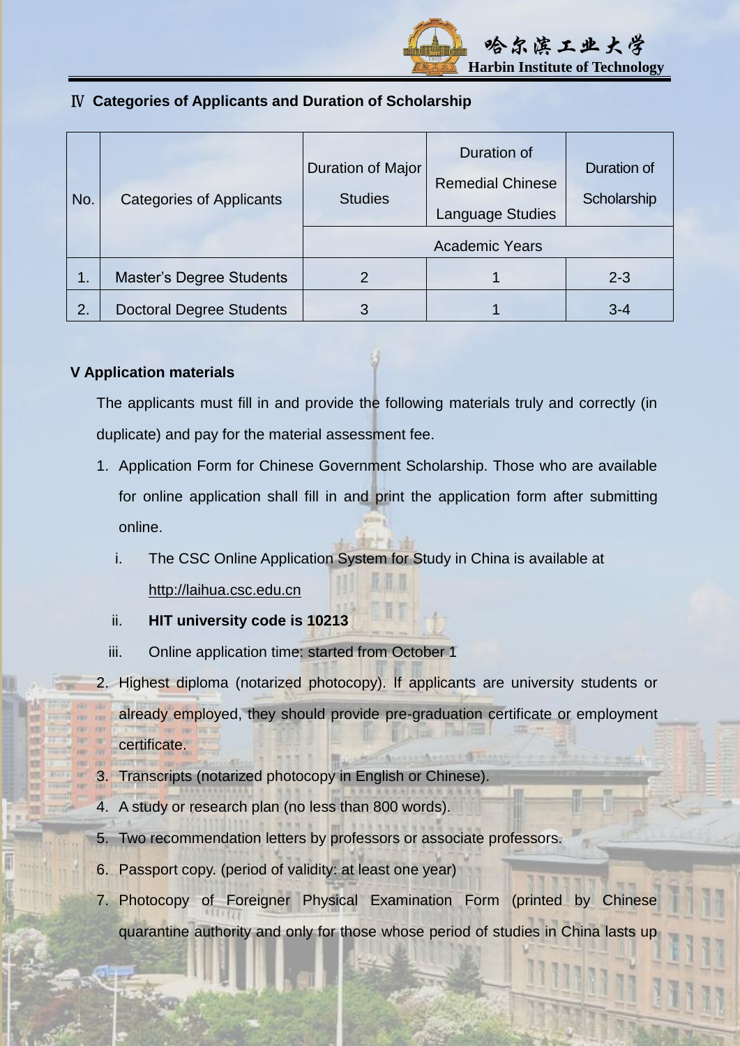## Ⅳ Categories of Applicants and Duration of Scholarship

| No. | Categories of Applicants | Duration of Major Studies | Duration of Remedial Chinese Language Studies | Duration of Scholarship |
|---|---|---|---|---|
| | | Academic Years | | |
| 1. | Master's Degree Students | 2 | 1 | 2-3 |
| 2. | Doctoral Degree Students | 3 | 1 | 3-4 |

## V Application materials

The applicants must fill in and provide the following materials truly and correctly (in duplicate) and pay for the material assessment fee.

1. Application Form for Chinese Government Scholarship. Those who are available for online application shall fill in and print the application form after submitting online.
   i. The CSC Online Application System for Study in China is available at http://laihua.csc.edu.cn
   ii. **HIT university code is 10213**
   iii. Online application time: started from October 1
2. Highest diploma (notarized photocopy). If applicants are university students or already employed, they should provide pre-graduation certificate or employment certificate.
3. Transcripts (notarized photocopy in English or Chinese).
4. A study or research plan (no less than 800 words).
5. Two recommendation letters by professors or associate professors.
6. Passport copy. (period of validity: at least one year)
7. Photocopy of Foreigner Physical Examination Form (printed by Chinese quarantine authority and only for those whose period of studies in China lasts up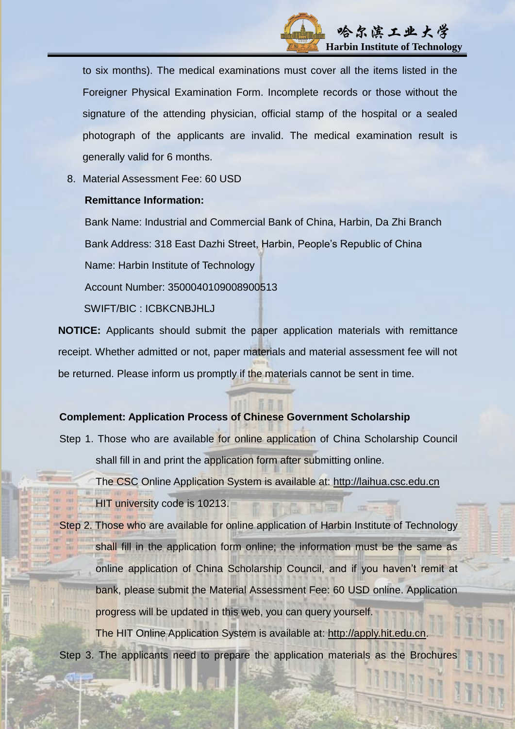to six months). The medical examinations must cover all the items listed in the Foreigner Physical Examination Form. Incomplete records or those without the signature of the attending physician, official stamp of the hospital or a sealed photograph of the applicants are invalid. The medical examination result is generally valid for 6 months.

8. Material Assessment Fee: 60 USD

   **Remittance Information:**

   Bank Name: Industrial and Commercial Bank of China, Harbin, Da Zhi Branch

   Bank Address: 318 East Dazhi Street, Harbin, People's Republic of China

   Name: Harbin Institute of Technology

   Account Number: 3500040109008900513

   SWIFT/BIC : ICBKCNBJHLJ

**NOTICE:** Applicants should submit the paper application materials with remittance receipt. Whether admitted or not, paper materials and material assessment fee will not be returned. Please inform us promptly if the materials cannot be sent in time.

**Complement: Application Process of Chinese Government Scholarship**

Step 1. Those who are available for online application of China Scholarship Council shall fill in and print the application form after submitting online.

The CSC Online Application System is available at: http://laihua.csc.edu.cn

HIT university code is 10213.

Step 2. Those who are available for online application of Harbin Institute of Technology shall fill in the application form online; the information must be the same as online application of China Scholarship Council, and if you haven't remit at bank, please submit the Material Assessment Fee: 60 USD online. Application progress will be updated in this web, you can query yourself.

The HIT Online Application System is available at: http://apply.hit.edu.cn.

Step 3. The applicants need to prepare the application materials as the Brochures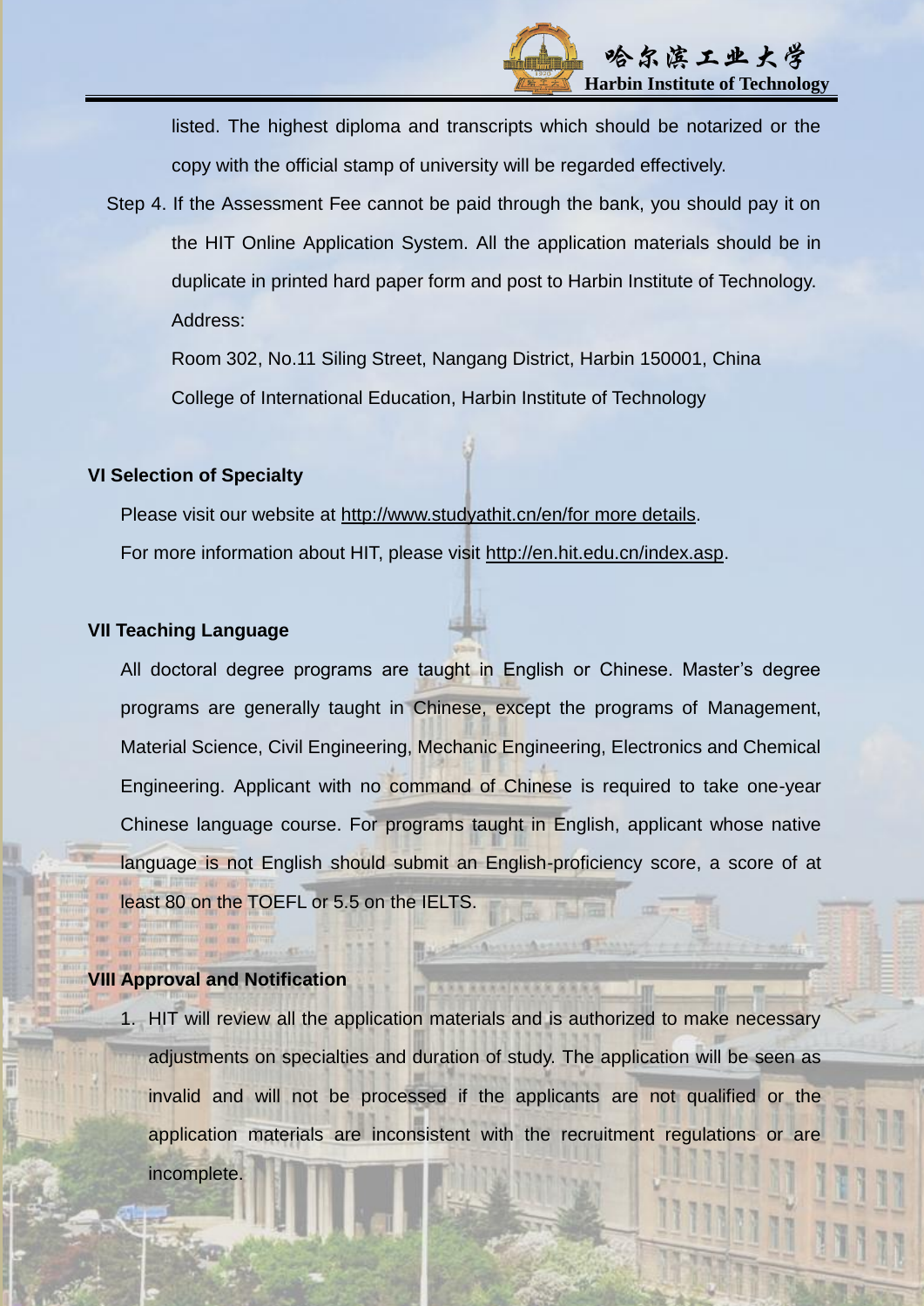listed. The highest diploma and transcripts which should be notarized or the copy with the official stamp of university will be regarded effectively.

Step 4. If the Assessment Fee cannot be paid through the bank, you should pay it on the HIT Online Application System. All the application materials should be in duplicate in printed hard paper form and post to Harbin Institute of Technology. Address:

Room 302, No.11 Siling Street, Nangang District, Harbin 150001, China

College of International Education, Harbin Institute of Technology

## VI Selection of Specialty

Please visit our website at http://www.studyathit.cn/en/for more details.

For more information about HIT, please visit http://en.hit.edu.cn/index.asp.

## VII Teaching Language

All doctoral degree programs are taught in English or Chinese. Master's degree programs are generally taught in Chinese, except the programs of Management, Material Science, Civil Engineering, Mechanic Engineering, Electronics and Chemical Engineering. Applicant with no command of Chinese is required to take one-year Chinese language course. For programs taught in English, applicant whose native language is not English should submit an English-proficiency score, a score of at least 80 on the TOEFL or 5.5 on the IELTS.

## VIII Approval and Notification

1. HIT will review all the application materials and is authorized to make necessary adjustments on specialties and duration of study. The application will be seen as invalid and will not be processed if the applicants are not qualified or the application materials are inconsistent with the recruitment regulations or are incomplete.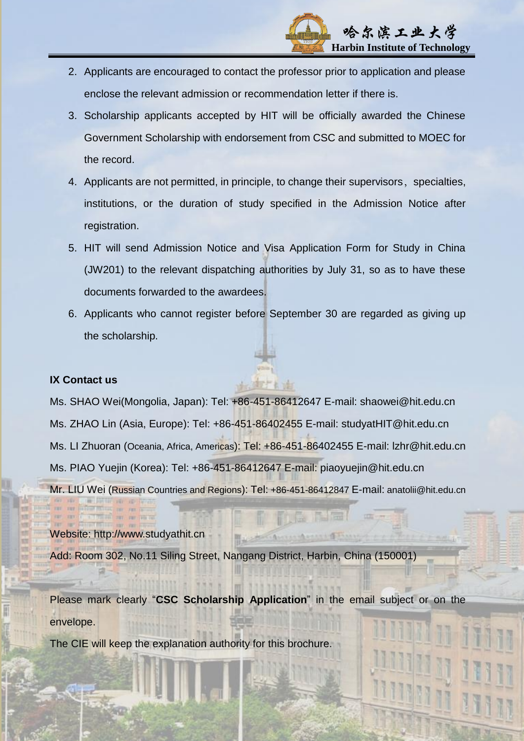2. Applicants are encouraged to contact the professor prior to application and please enclose the relevant admission or recommendation letter if there is.
3. Scholarship applicants accepted by HIT will be officially awarded the Chinese Government Scholarship with endorsement from CSC and submitted to MOEC for the record.
4. Applicants are not permitted, in principle, to change their supervisors，specialties, institutions, or the duration of study specified in the Admission Notice after registration.
5. HIT will send Admission Notice and Visa Application Form for Study in China (JW201) to the relevant dispatching authorities by July 31, so as to have these documents forwarded to the awardees.
6. Applicants who cannot register before September 30 are regarded as giving up the scholarship.

## IX Contact us

Ms. SHAO Wei(Mongolia, Japan): Tel: +86-451-86412647 E-mail: shaowei@hit.edu.cn

Ms. ZHAO Lin (Asia, Europe): Tel: +86-451-86402455 E-mail: studyatHIT@hit.edu.cn

Ms. LI Zhuoran (Oceania, Africa, Americas): Tel: +86-451-86402455 E-mail: lzhr@hit.edu.cn

Ms. PIAO Yuejin (Korea): Tel: +86-451-86412647 E-mail: piaoyuejin@hit.edu.cn

Mr. LIU Wei (Russian Countries and Regions): Tel: +86-451-86412847 E-mail: anatolii@hit.edu.cn

Website: http://www.studyathit.cn

Add: Room 302, No.11 Siling Street, Nangang District, Harbin, China (150001)

Please mark clearly “**CSC Scholarship Application**” in the email subject or on the envelope.

The CIE will keep the explanation authority for this brochure.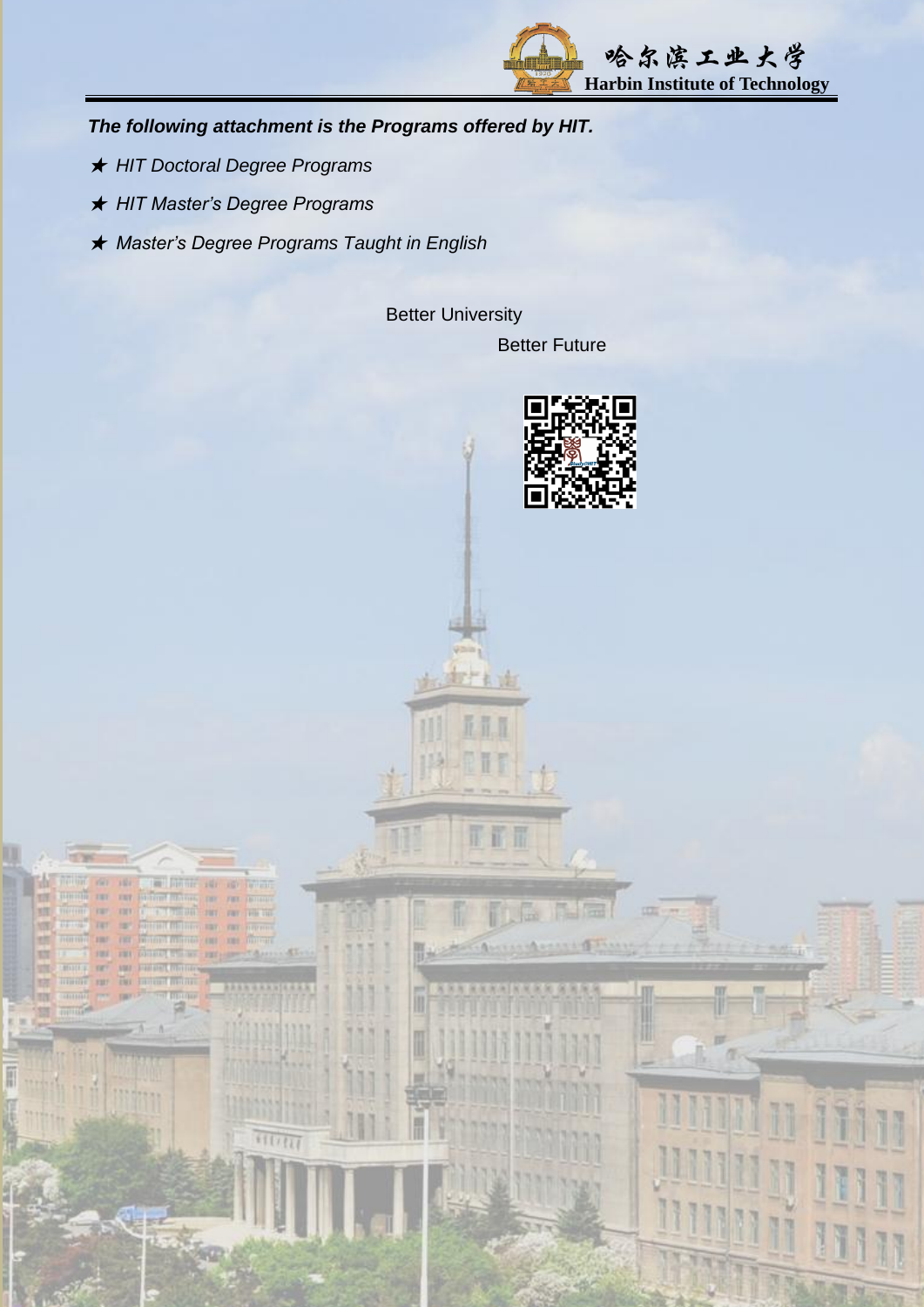***The following attachment is the Programs offered by HIT.***

- ★ *HIT Doctoral Degree Programs*
- ★ *HIT Master's Degree Programs*
- ★ *Master's Degree Programs Taught in English*

Better University

Better Future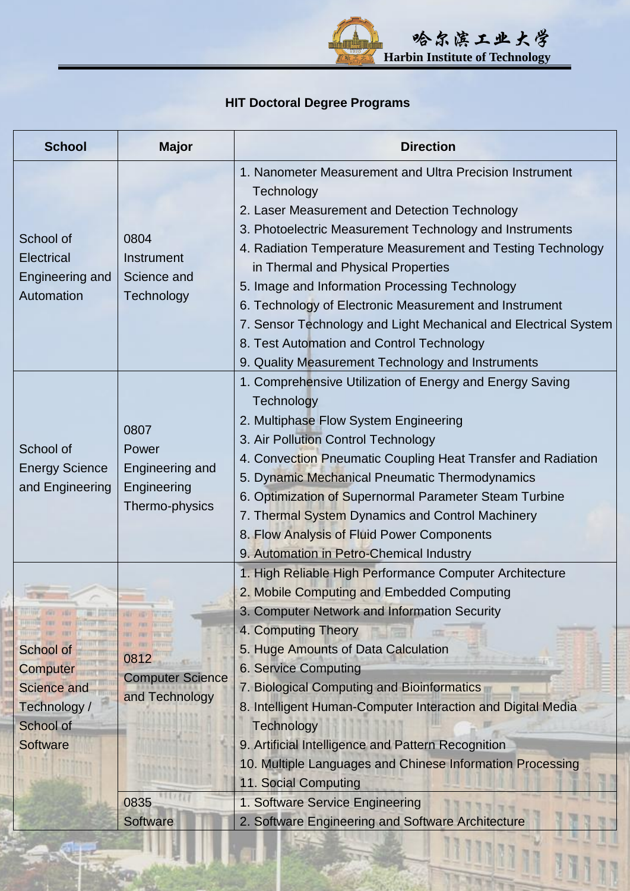**HIT Doctoral Degree Programs**

| School | Major | Direction |
|---|---|---|
| School of Electrical Engineering and Automation | 0804 Instrument Science and Technology | 1. Nanometer Measurement and Ultra Precision Instrument Technology<br>2. Laser Measurement and Detection Technology<br>3. Photoelectric Measurement Technology and Instruments<br>4. Radiation Temperature Measurement and Testing Technology in Thermal and Physical Properties<br>5. Image and Information Processing Technology<br>6. Technology of Electronic Measurement and Instrument<br>7. Sensor Technology and Light Mechanical and Electrical System<br>8. Test Automation and Control Technology<br>9. Quality Measurement Technology and Instruments |
| School of Energy Science and Engineering | 0807 Power Engineering and Engineering Thermo-physics | 1. Comprehensive Utilization of Energy and Energy Saving Technology<br>2. Multiphase Flow System Engineering<br>3. Air Pollution Control Technology<br>4. Convection Pneumatic Coupling Heat Transfer and Radiation<br>5. Dynamic Mechanical Pneumatic Thermodynamics<br>6. Optimization of Supernormal Parameter Steam Turbine<br>7. Thermal System Dynamics and Control Machinery<br>8. Flow Analysis of Fluid Power Components<br>9. Automation in Petro-Chemical Industry |
| School of Computer Science and Technology / School of Software | 0812 Computer Science and Technology | 1. High Reliable High Performance Computer Architecture<br>2. Mobile Computing and Embedded Computing<br>3. Computer Network and Information Security<br>4. Computing Theory<br>5. Huge Amounts of Data Calculation<br>6. Service Computing<br>7. Biological Computing and Bioinformatics<br>8. Intelligent Human-Computer Interaction and Digital Media Technology<br>9. Artificial Intelligence and Pattern Recognition<br>10. Multiple Languages and Chinese Information Processing<br>11. Social Computing |
| | 0835 Software | 1. Software Service Engineering<br>2. Software Engineering and Software Architecture |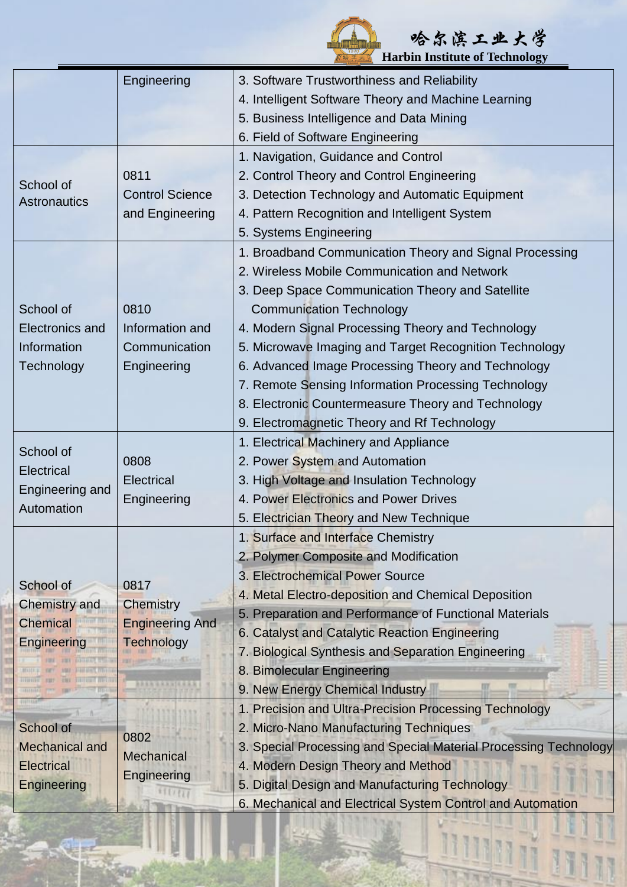| | | |
|---|---|---|
| | Engineering | 3. Software Trustworthiness and Reliability<br>4. Intelligent Software Theory and Machine Learning<br>5. Business Intelligence and Data Mining<br>6. Field of Software Engineering |
| School of Astronautics | 0811 Control Science and Engineering | 1. Navigation, Guidance and Control<br>2. Control Theory and Control Engineering<br>3. Detection Technology and Automatic Equipment<br>4. Pattern Recognition and Intelligent System<br>5. Systems Engineering |
| School of Electronics and Information Technology | 0810 Information and Communication Engineering | 1. Broadband Communication Theory and Signal Processing<br>2. Wireless Mobile Communication and Network<br>3. Deep Space Communication Theory and Satellite Communication Technology<br>4. Modern Signal Processing Theory and Technology<br>5. Microwave Imaging and Target Recognition Technology<br>6. Advanced Image Processing Theory and Technology<br>7. Remote Sensing Information Processing Technology<br>8. Electronic Countermeasure Theory and Technology<br>9. Electromagnetic Theory and Rf Technology |
| School of Electrical Engineering and Automation | 0808 Electrical Engineering | 1. Electrical Machinery and Appliance<br>2. Power System and Automation<br>3. High Voltage and Insulation Technology<br>4. Power Electronics and Power Drives<br>5. Electrician Theory and New Technique |
| School of Chemistry and Chemical Engineering | 0817 Chemistry Engineering And Technology | 1. Surface and Interface Chemistry<br>2. Polymer Composite and Modification<br>3. Electrochemical Power Source<br>4. Metal Electro-deposition and Chemical Deposition<br>5. Preparation and Performance of Functional Materials<br>6. Catalyst and Catalytic Reaction Engineering<br>7. Biological Synthesis and Separation Engineering<br>8. Bimolecular Engineering<br>9. New Energy Chemical Industry |
| School of Mechanical and Electrical Engineering | 0802 Mechanical Engineering | 1. Precision and Ultra-Precision Processing Technology<br>2. Micro-Nano Manufacturing Techniques<br>3. Special Processing and Special Material Processing Technology<br>4. Modern Design Theory and Method<br>5. Digital Design and Manufacturing Technology<br>6. Mechanical and Electrical System Control and Automation |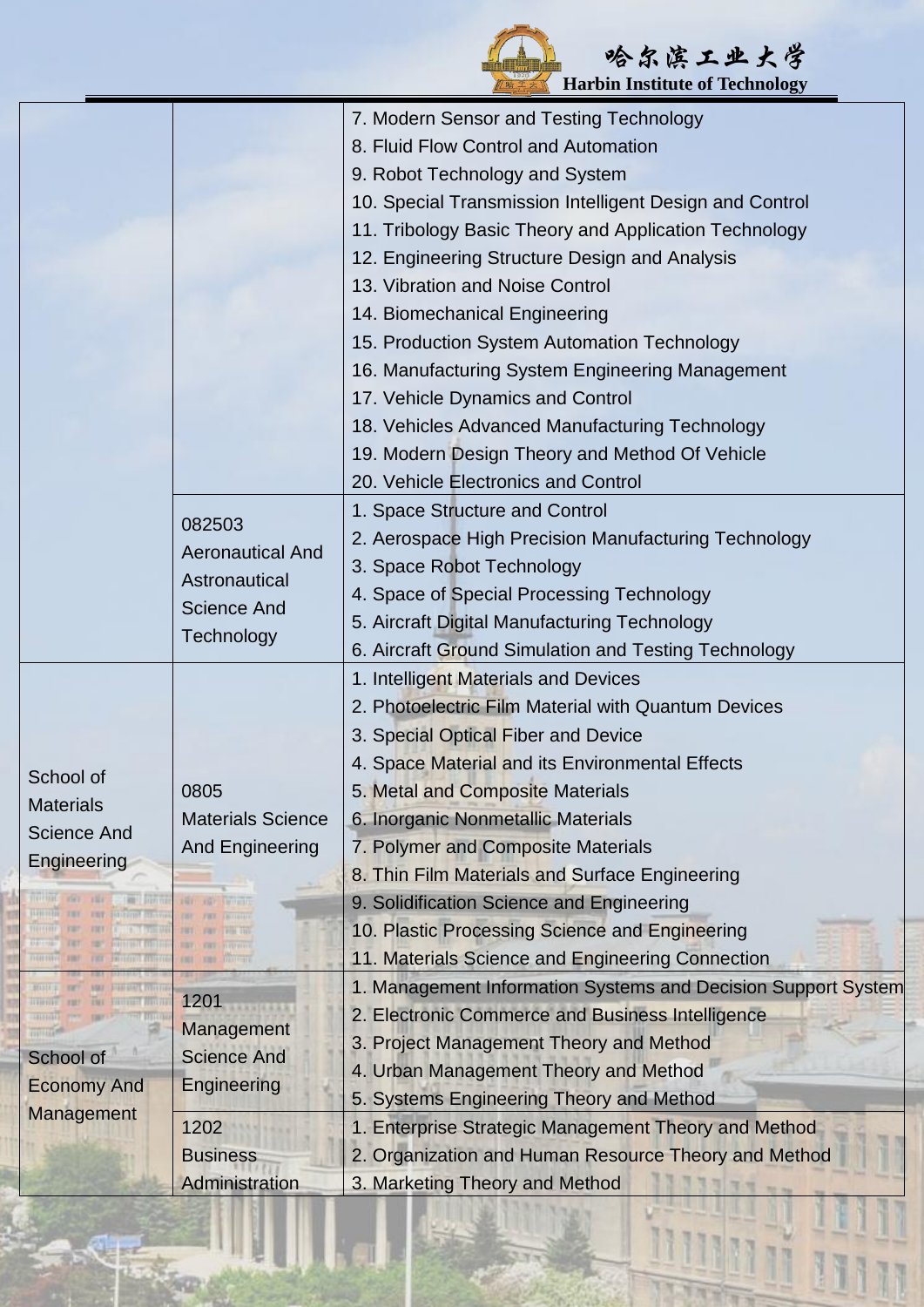| | | |
|---|---|---|
| | | 7. Modern Sensor and Testing Technology<br>8. Fluid Flow Control and Automation<br>9. Robot Technology and System<br>10. Special Transmission Intelligent Design and Control<br>11. Tribology Basic Theory and Application Technology<br>12. Engineering Structure Design and Analysis<br>13. Vibration and Noise Control<br>14. Biomechanical Engineering<br>15. Production System Automation Technology<br>16. Manufacturing System Engineering Management<br>17. Vehicle Dynamics and Control<br>18. Vehicles Advanced Manufacturing Technology<br>19. Modern Design Theory and Method Of Vehicle<br>20. Vehicle Electronics and Control |
| | 082503<br>Aeronautical And Astronautical Science And Technology | 1. Space Structure and Control<br>2. Aerospace High Precision Manufacturing Technology<br>3. Space Robot Technology<br>4. Space of Special Processing Technology<br>5. Aircraft Digital Manufacturing Technology<br>6. Aircraft Ground Simulation and Testing Technology |
| School of Materials Science And Engineering | 0805<br>Materials Science And Engineering | 1. Intelligent Materials and Devices<br>2. Photoelectric Film Material with Quantum Devices<br>3. Special Optical Fiber and Device<br>4. Space Material and its Environmental Effects<br>5. Metal and Composite Materials<br>6. Inorganic Nonmetallic Materials<br>7. Polymer and Composite Materials<br>8. Thin Film Materials and Surface Engineering<br>9. Solidification Science and Engineering<br>10. Plastic Processing Science and Engineering<br>11. Materials Science and Engineering Connection |
| School of Economy And Management | 1201<br>Management Science And Engineering | 1. Management Information Systems and Decision Support System<br>2. Electronic Commerce and Business Intelligence<br>3. Project Management Theory and Method<br>4. Urban Management Theory and Method<br>5. Systems Engineering Theory and Method |
| | 1202<br>Business Administration | 1. Enterprise Strategic Management Theory and Method<br>2. Organization and Human Resource Theory and Method<br>3. Marketing Theory and Method |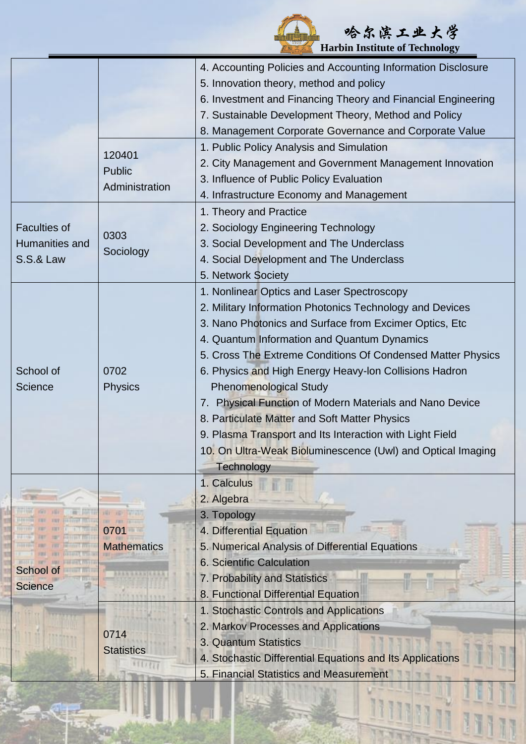| | | |
|---|---|---|
| | | 4. Accounting Policies and Accounting Information Disclosure<br>5. Innovation theory, method and policy<br>6. Investment and Financing Theory and Financial Engineering<br>7. Sustainable Development Theory, Method and Policy<br>8. Management Corporate Governance and Corporate Value |
| | 120401<br>Public Administration | 1. Public Policy Analysis and Simulation<br>2. City Management and Government Management Innovation<br>3. Influence of Public Policy Evaluation<br>4. Infrastructure Economy and Management |
| Faculties of Humanities and S.S.& Law | 0303<br>Sociology | 1. Theory and Practice<br>2. Sociology Engineering Technology<br>3. Social Development and The Underclass<br>4. Social Development and The Underclass<br>5. Network Society |
| School of Science | 0702<br>Physics | 1. Nonlinear Optics and Laser Spectroscopy<br>2. Military Information Photonics Technology and Devices<br>3. Nano Photonics and Surface from Excimer Optics, Etc<br>4. Quantum Information and Quantum Dynamics<br>5. Cross The Extreme Conditions Of Condensed Matter Physics<br>6. Physics and High Energy Heavy-Ion Collisions Hadron Phenomenological Study<br>7. Physical Function of Modern Materials and Nano Device<br>8. Particulate Matter and Soft Matter Physics<br>9. Plasma Transport and Its Interaction with Light Field<br>10. On Ultra-Weak Bioluminescence (Uwl) and Optical Imaging Technology |
| School of Science | 0701<br>Mathematics | 1. Calculus<br>2. Algebra<br>3. Topology<br>4. Differential Equation<br>5. Numerical Analysis of Differential Equations<br>6. Scientific Calculation<br>7. Probability and Statistics<br>8. Functional Differential Equation |
| | 0714<br>Statistics | 1. Stochastic Controls and Applications<br>2. Markov Processes and Applications<br>3. Quantum Statistics<br>4. Stochastic Differential Equations and Its Applications<br>5. Financial Statistics and Measurement |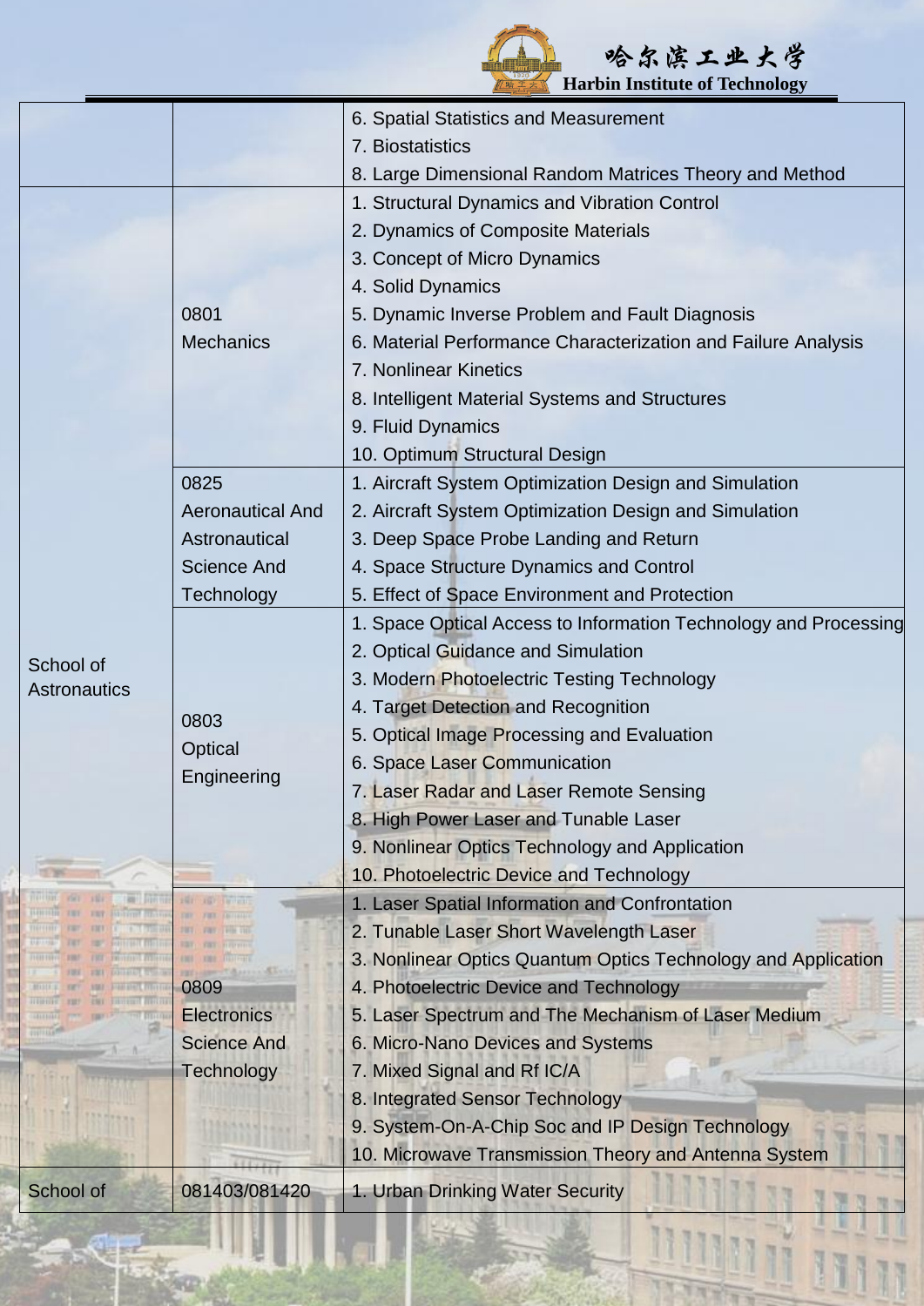| | | |
|---|---|---|
| | | 6. Spatial Statistics and Measurement<br>7. Biostatistics<br>8. Large Dimensional Random Matrices Theory and Method |
| School of Astronautics | 0801 Mechanics | 1. Structural Dynamics and Vibration Control<br>2. Dynamics of Composite Materials<br>3. Concept of Micro Dynamics<br>4. Solid Dynamics<br>5. Dynamic Inverse Problem and Fault Diagnosis<br>6. Material Performance Characterization and Failure Analysis<br>7. Nonlinear Kinetics<br>8. Intelligent Material Systems and Structures<br>9. Fluid Dynamics<br>10. Optimum Structural Design |
| | 0825 Aeronautical And Astronautical Science And Technology | 1. Aircraft System Optimization Design and Simulation<br>2. Aircraft System Optimization Design and Simulation<br>3. Deep Space Probe Landing and Return<br>4. Space Structure Dynamics and Control<br>5. Effect of Space Environment and Protection |
| | 0803 Optical Engineering | 1. Space Optical Access to Information Technology and Processing<br>2. Optical Guidance and Simulation<br>3. Modern Photoelectric Testing Technology<br>4. Target Detection and Recognition<br>5. Optical Image Processing and Evaluation<br>6. Space Laser Communication<br>7. Laser Radar and Laser Remote Sensing<br>8. High Power Laser and Tunable Laser<br>9. Nonlinear Optics Technology and Application<br>10. Photoelectric Device and Technology |
| | 0809 Electronics Science And Technology | 1. Laser Spatial Information and Confrontation<br>2. Tunable Laser Short Wavelength Laser<br>3. Nonlinear Optics Quantum Optics Technology and Application<br>4. Photoelectric Device and Technology<br>5. Laser Spectrum and The Mechanism of Laser Medium<br>6. Micro-Nano Devices and Systems<br>7. Mixed Signal and Rf IC/A<br>8. Integrated Sensor Technology<br>9. System-On-A-Chip Soc and IP Design Technology<br>10. Microwave Transmission Theory and Antenna System |
| School of | 081403/081420 | 1. Urban Drinking Water Security |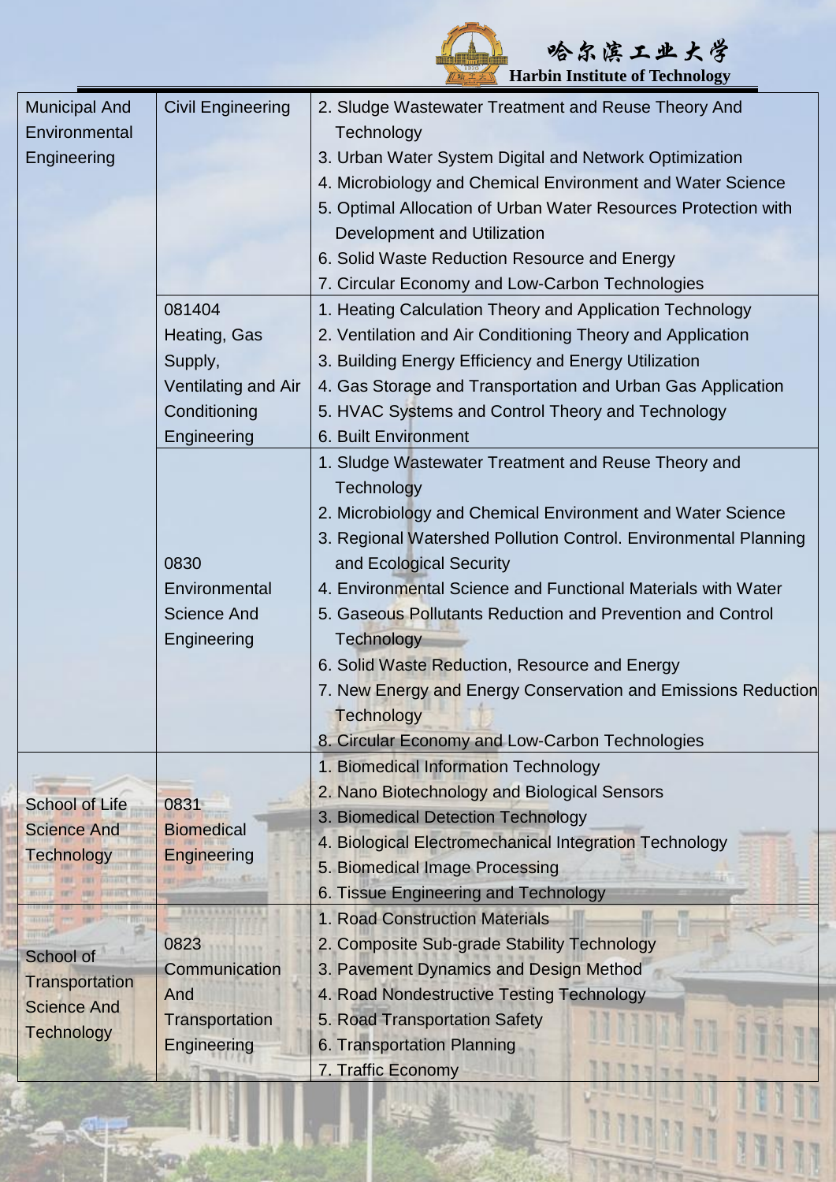| | | |
|---|---|---|
| Municipal And Environmental Engineering | Civil Engineering | 2. Sludge Wastewater Treatment and Reuse Theory And Technology<br>3. Urban Water System Digital and Network Optimization<br>4. Microbiology and Chemical Environment and Water Science<br>5. Optimal Allocation of Urban Water Resources Protection with Development and Utilization<br>6. Solid Waste Reduction Resource and Energy<br>7. Circular Economy and Low-Carbon Technologies |
| | 081404 Heating, Gas Supply, Ventilating and Air Conditioning Engineering | 1. Heating Calculation Theory and Application Technology<br>2. Ventilation and Air Conditioning Theory and Application<br>3. Building Energy Efficiency and Energy Utilization<br>4. Gas Storage and Transportation and Urban Gas Application<br>5. HVAC Systems and Control Theory and Technology<br>6. Built Environment |
| | 0830 Environmental Science And Engineering | 1. Sludge Wastewater Treatment and Reuse Theory and Technology<br>2. Microbiology and Chemical Environment and Water Science<br>3. Regional Watershed Pollution Control. Environmental Planning and Ecological Security<br>4. Environmental Science and Functional Materials with Water<br>5. Gaseous Pollutants Reduction and Prevention and Control Technology<br>6. Solid Waste Reduction, Resource and Energy<br>7. New Energy and Energy Conservation and Emissions Reduction Technology<br>8. Circular Economy and Low-Carbon Technologies |
| School of Life Science And Technology | 0831 Biomedical Engineering | 1. Biomedical Information Technology<br>2. Nano Biotechnology and Biological Sensors<br>3. Biomedical Detection Technology<br>4. Biological Electromechanical Integration Technology<br>5. Biomedical Image Processing<br>6. Tissue Engineering and Technology |
| School of Transportation Science And Technology | 0823 Communication And Transportation Engineering | 1. Road Construction Materials<br>2. Composite Sub-grade Stability Technology<br>3. Pavement Dynamics and Design Method<br>4. Road Nondestructive Testing Technology<br>5. Road Transportation Safety<br>6. Transportation Planning<br>7. Traffic Economy |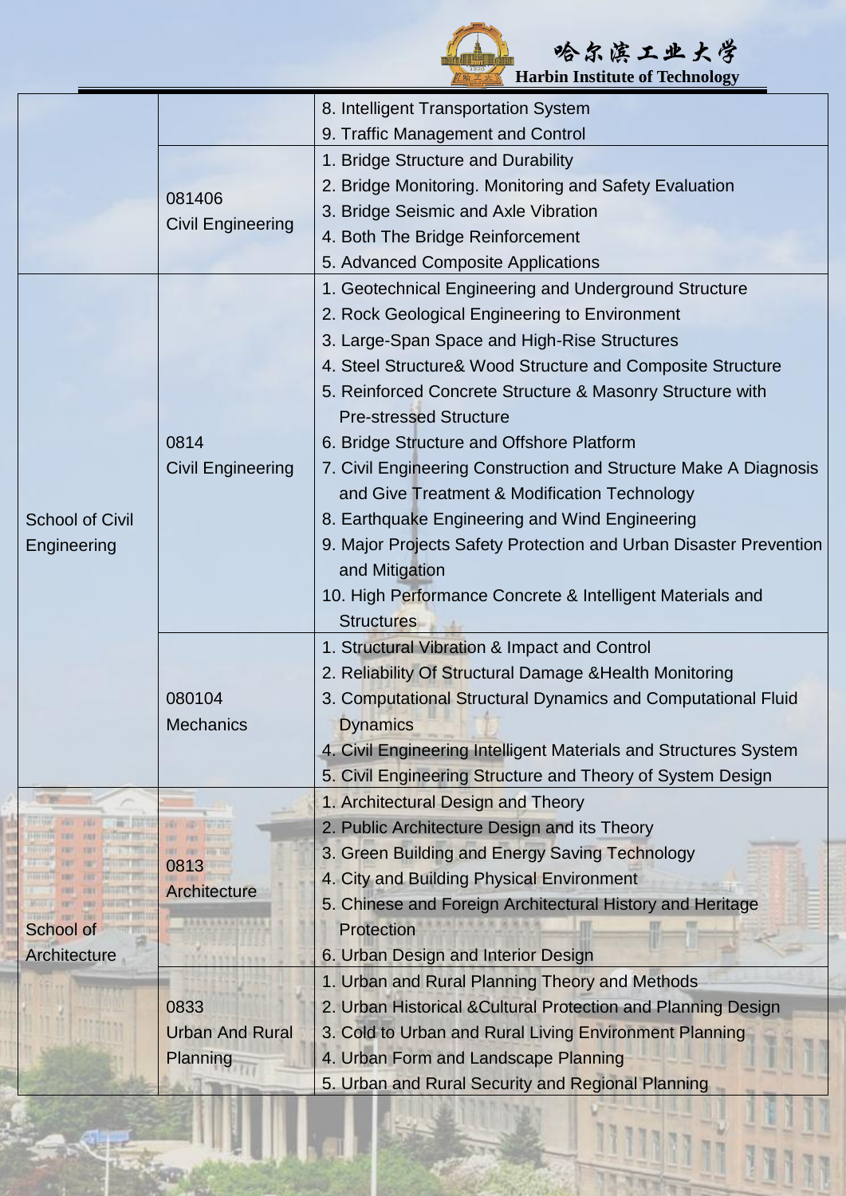| | | |
|---|---|---|
| | | 8. Intelligent Transportation System<br>9. Traffic Management and Control |
| | 081406<br>Civil Engineering | 1. Bridge Structure and Durability<br>2. Bridge Monitoring. Monitoring and Safety Evaluation<br>3. Bridge Seismic and Axle Vibration<br>4. Both The Bridge Reinforcement<br>5. Advanced Composite Applications |
| School of Civil Engineering | 0814<br>Civil Engineering | 1. Geotechnical Engineering and Underground Structure<br>2. Rock Geological Engineering to Environment<br>3. Large-Span Space and High-Rise Structures<br>4. Steel Structure& Wood Structure and Composite Structure<br>5. Reinforced Concrete Structure & Masonry Structure with Pre-stressed Structure<br>6. Bridge Structure and Offshore Platform<br>7. Civil Engineering Construction and Structure Make A Diagnosis and Give Treatment & Modification Technology<br>8. Earthquake Engineering and Wind Engineering<br>9. Major Projects Safety Protection and Urban Disaster Prevention and Mitigation<br>10. High Performance Concrete & Intelligent Materials and Structures |
| | 080104<br>Mechanics | 1. Structural Vibration & Impact and Control<br>2. Reliability Of Structural Damage &Health Monitoring<br>3. Computational Structural Dynamics and Computational Fluid Dynamics<br>4. Civil Engineering Intelligent Materials and Structures System<br>5. Civil Engineering Structure and Theory of System Design |
| School of Architecture | 0813<br>Architecture | 1. Architectural Design and Theory<br>2. Public Architecture Design and its Theory<br>3. Green Building and Energy Saving Technology<br>4. City and Building Physical Environment<br>5. Chinese and Foreign Architectural History and Heritage Protection<br>6. Urban Design and Interior Design |
| | 0833<br>Urban And Rural Planning | 1. Urban and Rural Planning Theory and Methods<br>2. Urban Historical &Cultural Protection and Planning Design<br>3. Cold to Urban and Rural Living Environment Planning<br>4. Urban Form and Landscape Planning<br>5. Urban and Rural Security and Regional Planning |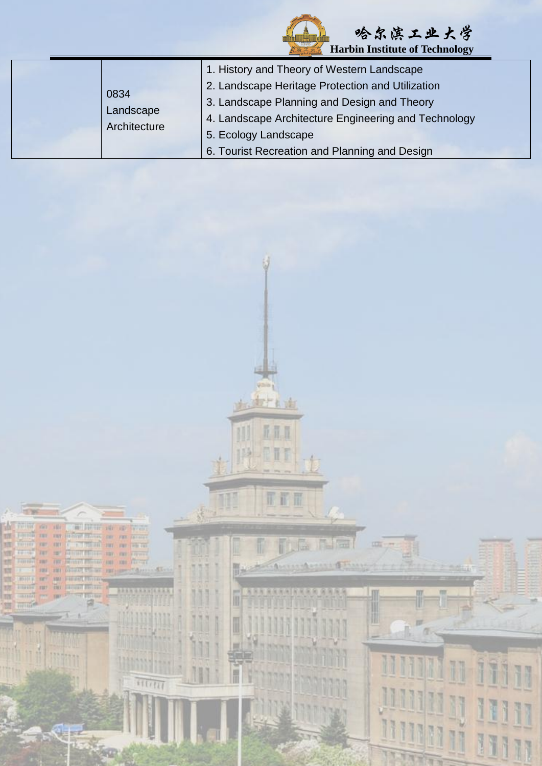|  | 0834 Landscape Architecture | 1. History and Theory of Western Landscape<br>2. Landscape Heritage Protection and Utilization<br>3. Landscape Planning and Design and Theory<br>4. Landscape Architecture Engineering and Technology<br>5. Ecology Landscape<br>6. Tourist Recreation and Planning and Design |
| --- | --- | --- |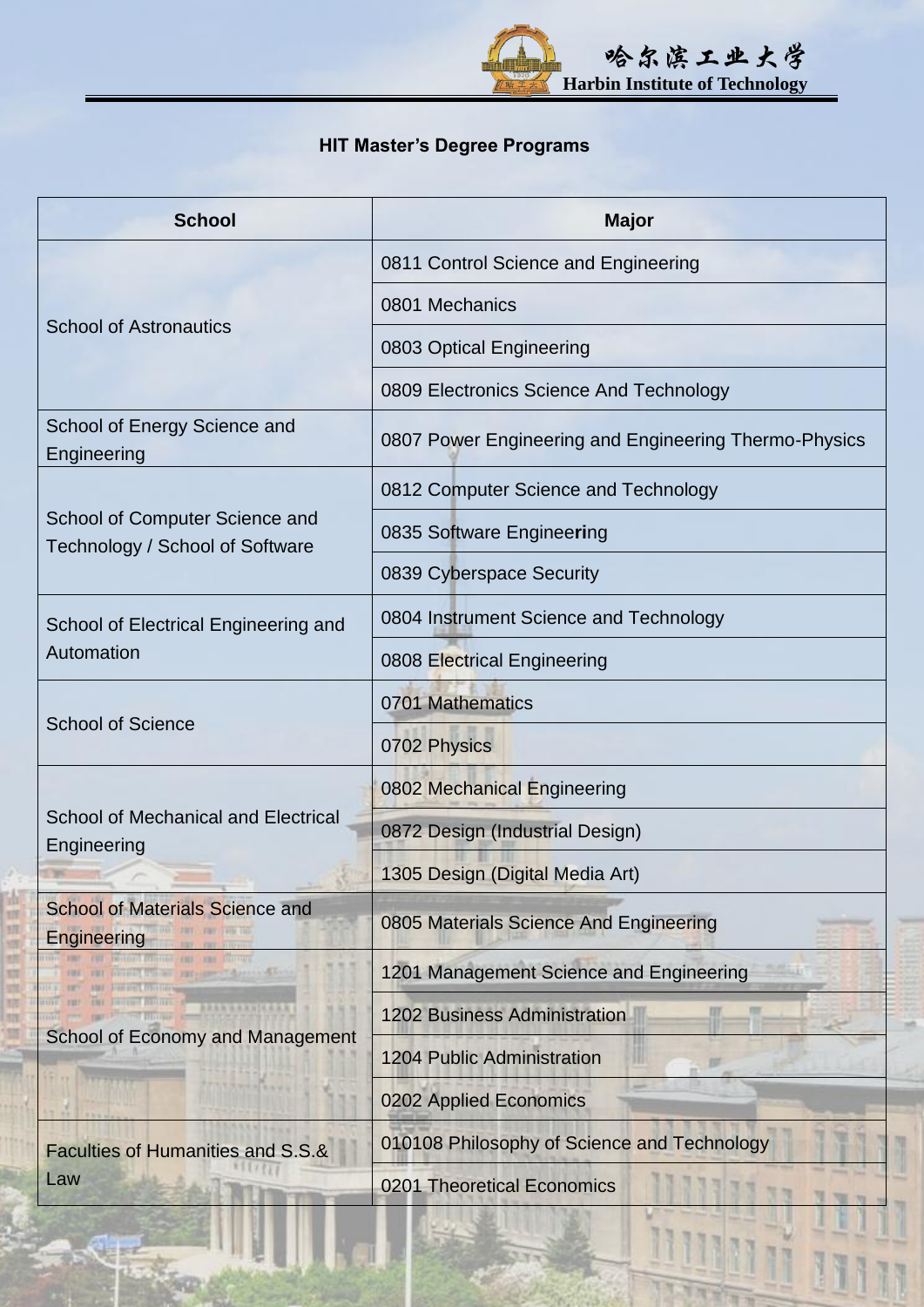## HIT Master's Degree Programs

| School | Major |
|---|---|
| School of Astronautics | 0811 Control Science and Engineering |
| | 0801 Mechanics |
| | 0803 Optical Engineering |
| | 0809 Electronics Science And Technology |
| School of Energy Science and Engineering | 0807 Power Engineering and Engineering Thermo-Physics |
| School of Computer Science and Technology / School of Software | 0812 Computer Science and Technology |
| | 0835 Software Engineering |
| | 0839 Cyberspace Security |
| School of Electrical Engineering and Automation | 0804 Instrument Science and Technology |
| | 0808 Electrical Engineering |
| School of Science | 0701 Mathematics |
| | 0702 Physics |
| School of Mechanical and Electrical Engineering | 0802 Mechanical Engineering |
| | 0872 Design (Industrial Design) |
| | 1305 Design (Digital Media Art) |
| School of Materials Science and Engineering | 0805 Materials Science And Engineering |
| School of Economy and Management | 1201 Management Science and Engineering |
| | 1202 Business Administration |
| | 1204 Public Administration |
| | 0202 Applied Economics |
| Faculties of Humanities and S.S.& Law | 010108 Philosophy of Science and Technology |
| | 0201 Theoretical Economics |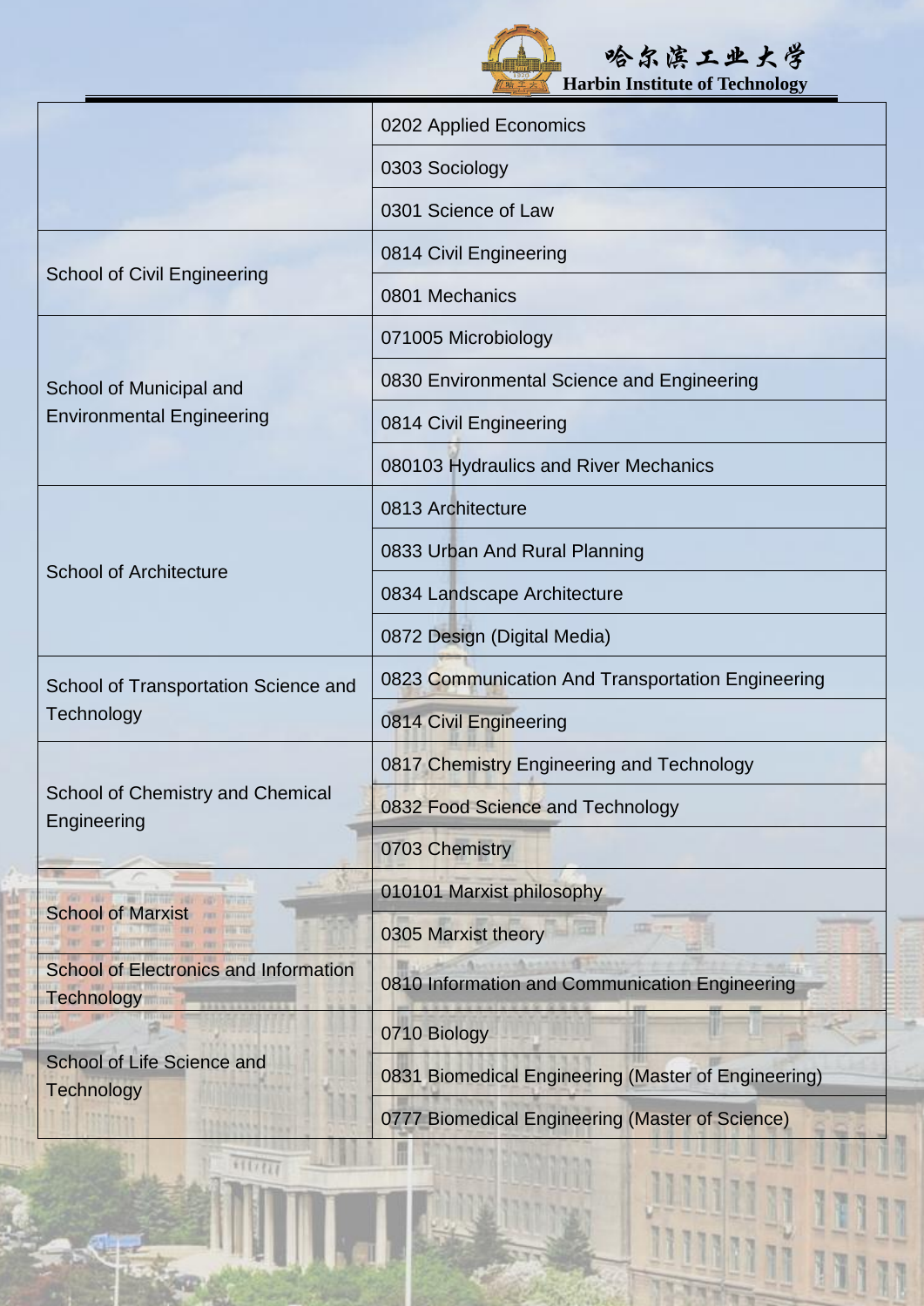| | |
|---|---|
| | 0202 Applied Economics |
| | 0303 Sociology |
| | 0301 Science of Law |
| School of Civil Engineering | 0814 Civil Engineering |
| | 0801 Mechanics |
| School of Municipal and Environmental Engineering | 071005 Microbiology |
| | 0830 Environmental Science and Engineering |
| | 0814 Civil Engineering |
| | 080103 Hydraulics and River Mechanics |
| School of Architecture | 0813 Architecture |
| | 0833 Urban And Rural Planning |
| | 0834 Landscape Architecture |
| | 0872 Design (Digital Media) |
| School of Transportation Science and Technology | 0823 Communication And Transportation Engineering |
| | 0814 Civil Engineering |
| School of Chemistry and Chemical Engineering | 0817 Chemistry Engineering and Technology |
| | 0832 Food Science and Technology |
| | 0703 Chemistry |
| School of Marxist | 010101 Marxist philosophy |
| | 0305 Marxist theory |
| School of Electronics and Information Technology | 0810 Information and Communication Engineering |
| School of Life Science and Technology | 0710 Biology |
| | 0831 Biomedical Engineering (Master of Engineering) |
| | 0777 Biomedical Engineering (Master of Science) |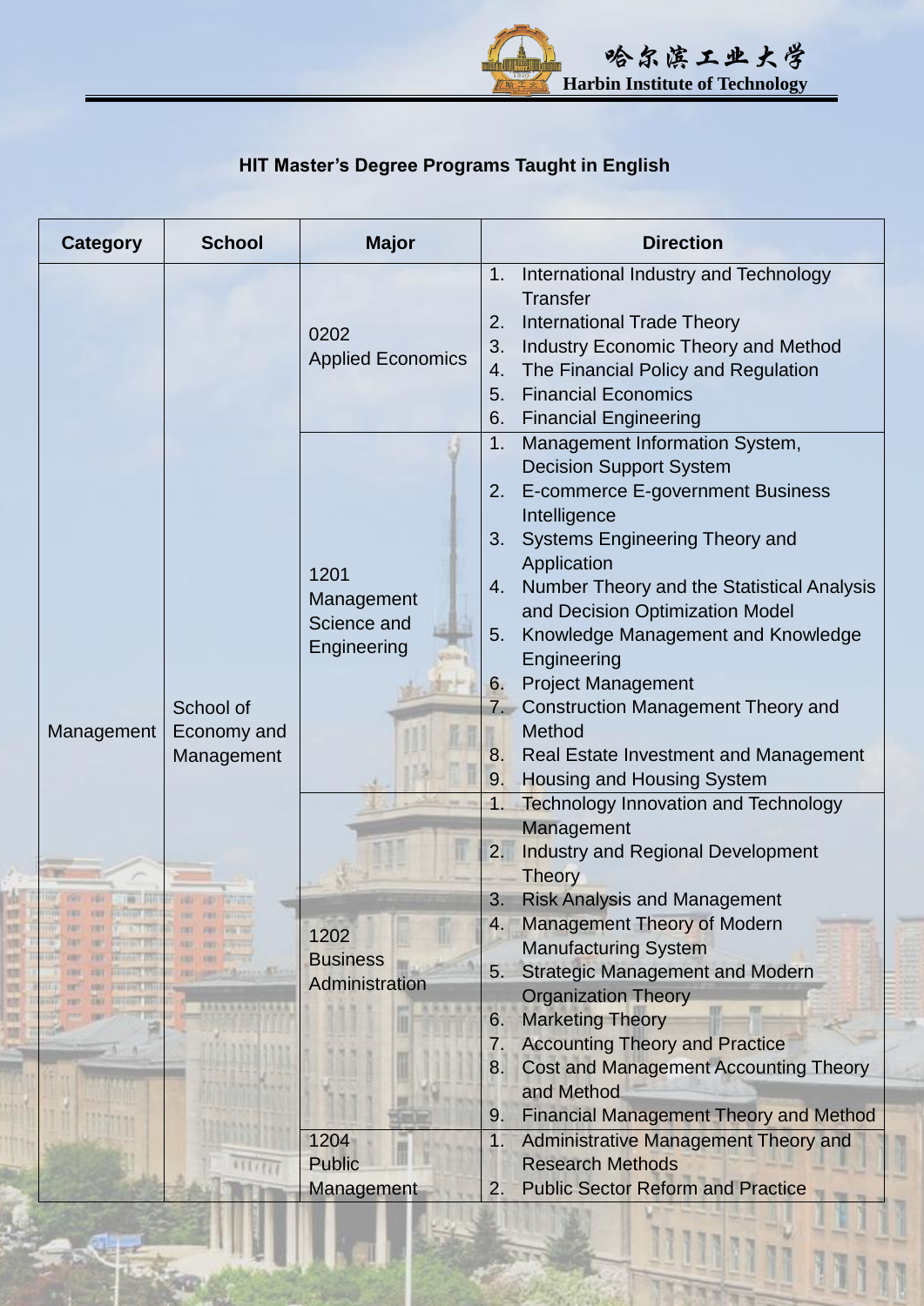## HIT Master's Degree Programs Taught in English

| Category | School | Major | Direction |
| --- | --- | --- | --- |
| Management | School of Economy and Management | 0202 Applied Economics | 1. International Industry and Technology Transfer<br>2. International Trade Theory<br>3. Industry Economic Theory and Method<br>4. The Financial Policy and Regulation<br>5. Financial Economics<br>6. Financial Engineering |
| | | 1201 Management Science and Engineering | 1. Management Information System, Decision Support System<br>2. E-commerce E-government Business Intelligence<br>3. Systems Engineering Theory and Application<br>4. Number Theory and the Statistical Analysis and Decision Optimization Model<br>5. Knowledge Management and Knowledge Engineering<br>6. Project Management<br>7. Construction Management Theory and Method<br>8. Real Estate Investment and Management<br>9. Housing and Housing System |
| | | 1202 Business Administration | 1. Technology Innovation and Technology Management<br>2. Industry and Regional Development Theory<br>3. Risk Analysis and Management<br>4. Management Theory of Modern Manufacturing System<br>5. Strategic Management and Modern Organization Theory<br>6. Marketing Theory<br>7. Accounting Theory and Practice<br>8. Cost and Management Accounting Theory and Method<br>9. Financial Management Theory and Method |
| | | 1204 Public Management | 1. Administrative Management Theory and Research Methods<br>2. Public Sector Reform and Practice |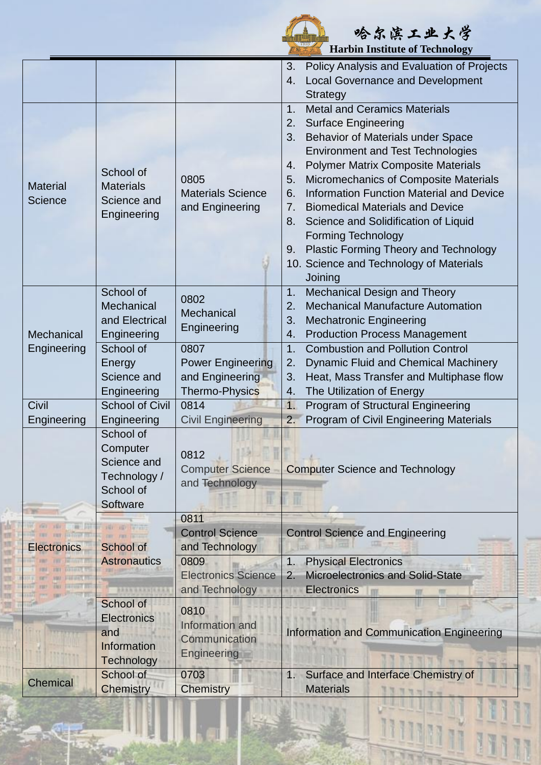| | | | |
|---|---|---|---|
| | | | 3. Policy Analysis and Evaluation of Projects<br>4. Local Governance and Development Strategy |
| Material Science | School of Materials Science and Engineering | 0805 Materials Science and Engineering | 1. Metal and Ceramics Materials<br>2. Surface Engineering<br>3. Behavior of Materials under Space Environment and Test Technologies<br>4. Polymer Matrix Composite Materials<br>5. Micromechanics of Composite Materials<br>6. Information Function Material and Device<br>7. Biomedical Materials and Device<br>8. Science and Solidification of Liquid Forming Technology<br>9. Plastic Forming Theory and Technology<br>10. Science and Technology of Materials Joining |
| Mechanical Engineering | School of Mechanical and Electrical Engineering | 0802 Mechanical Engineering | 1. Mechanical Design and Theory<br>2. Mechanical Manufacture Automation<br>3. Mechatronic Engineering<br>4. Production Process Management |
| | School of Energy Science and Engineering | 0807 Power Engineering and Engineering Thermo-Physics | 1. Combustion and Pollution Control<br>2. Dynamic Fluid and Chemical Machinery<br>3. Heat, Mass Transfer and Multiphase flow<br>4. The Utilization of Energy |
| Civil Engineering | School of Civil Engineering | 0814 Civil Engineering | 1. Program of Structural Engineering<br>2. Program of Civil Engineering Materials |
| Electronics | School of Computer Science and Technology / School of Software | 0812 Computer Science and Technology | Computer Science and Technology |
| | School of Astronautics | 0811 Control Science and Technology | Control Science and Engineering |
| | | 0809 Electronics Science and Technology | 1. Physical Electronics<br>2. Microelectronics and Solid-State Electronics |
| | School of Electronics and Information Technology | 0810 Information and Communication Engineering | Information and Communication Engineering |
| Chemical | School of Chemistry | 0703 Chemistry | 1. Surface and Interface Chemistry of Materials |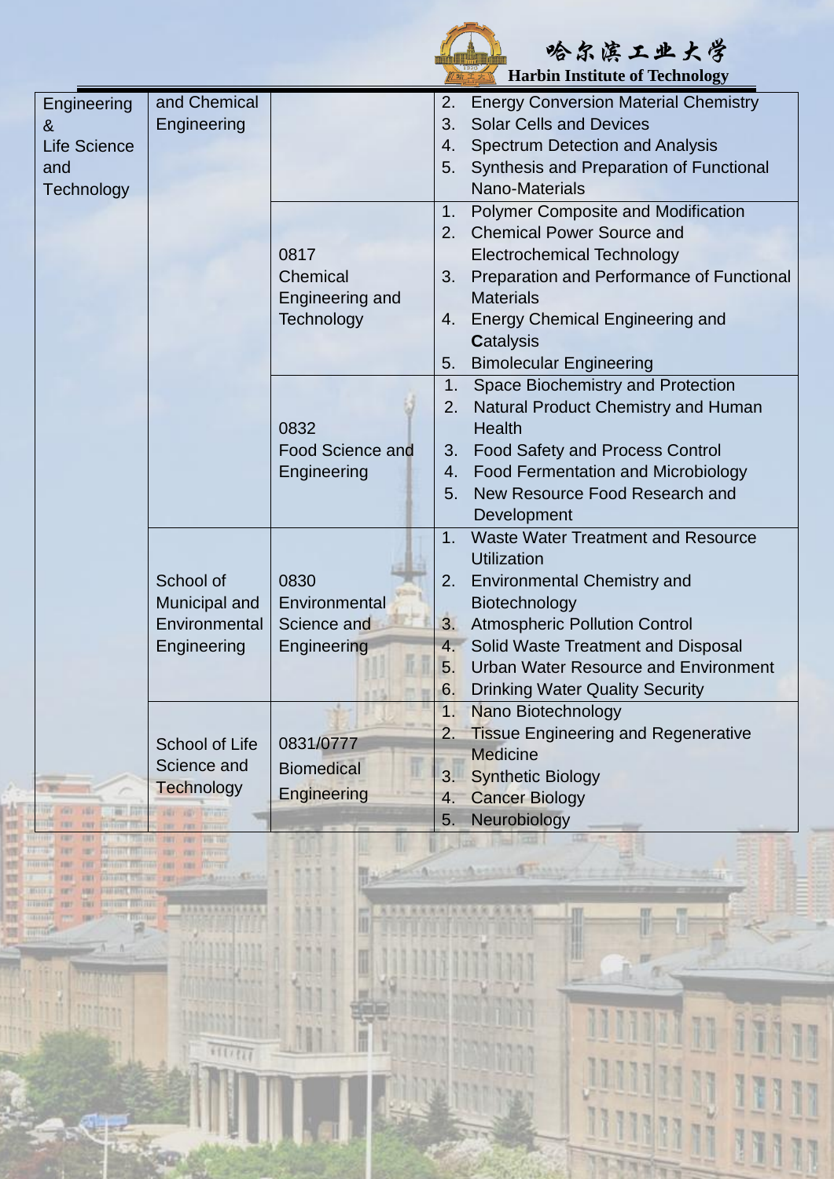| | | | |
|---|---|---|---|
| Engineering & Life Science and Technology | and Chemical Engineering | | 2. Energy Conversion Material Chemistry<br>3. Solar Cells and Devices<br>4. Spectrum Detection and Analysis<br>5. Synthesis and Preparation of Functional Nano-Materials |
| | | 0817 Chemical Engineering and Technology | 1. Polymer Composite and Modification<br>2. Chemical Power Source and Electrochemical Technology<br>3. Preparation and Performance of Functional Materials<br>4. Energy Chemical Engineering and **C**atalysis<br>5. Bimolecular Engineering |
| | | 0832 Food Science and Engineering | 1. Space Biochemistry and Protection<br>2. Natural Product Chemistry and Human Health<br>3. Food Safety and Process Control<br>4. Food Fermentation and Microbiology<br>5. New Resource Food Research and Development |
| | School of Municipal and Environmental Engineering | 0830 Environmental Science and Engineering | 1. Waste Water Treatment and Resource Utilization<br>2. Environmental Chemistry and Biotechnology<br>3. Atmospheric Pollution Control<br>4. Solid Waste Treatment and Disposal<br>5. Urban Water Resource and Environment<br>6. Drinking Water Quality Security |
| | School of Life Science and Technology | 0831/0777 Biomedical Engineering | 1. Nano Biotechnology<br>2. Tissue Engineering and Regenerative Medicine<br>3. Synthetic Biology<br>4. Cancer Biology<br>5. Neurobiology |